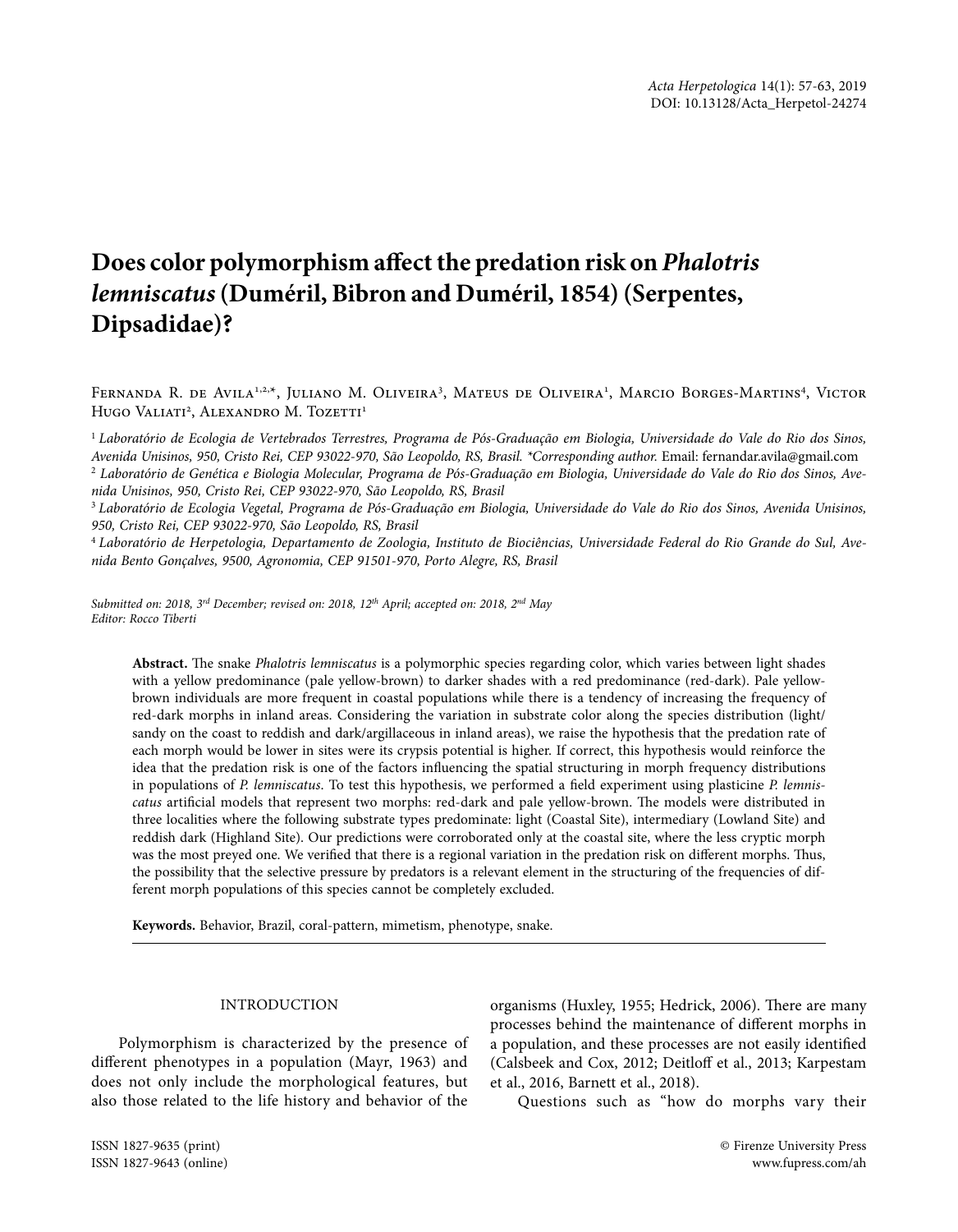# Does color polymorphism affect the predation risk on *Phalotris lemniscatus* (Duméril, Bibron and Duméril, 1854) (Serpentes, Dipsadidae)?

Fernanda R. de Avila[1,2,*], Juliano M. Oliveira[3], Mateus de Oliveira[1], Marcio Borges-Martins[4], Victor Hugo Valiati[2], Alexandro M. Tozetti[1]

[1] *Laboratório de Ecologia de Vertebrados Terrestres, Programa de Pós-Graduação em Biologia, Universidade do Vale do Rio dos Sinos, Avenida Unisinos, 950, Cristo Rei, CEP 93022-970, São Leopoldo, RS, Brasil. \*Corresponding author.* Email: fernandar.avila@gmail.com

[2] *Laboratório de Genética e Biologia Molecular, Programa de Pós-Graduação em Biologia, Universidade do Vale do Rio dos Sinos, Avenida Unisinos, 950, Cristo Rei, CEP 93022-970, São Leopoldo, RS, Brasil*

[3] *Laboratório de Ecologia Vegetal, Programa de Pós-Graduação em Biologia, Universidade do Vale do Rio dos Sinos, Avenida Unisinos, 950, Cristo Rei, CEP 93022-970, São Leopoldo, RS, Brasil*

[4] *Laboratório de Herpetologia, Departamento de Zoologia, Instituto de Biociências, Universidade Federal do Rio Grande do Sul, Avenida Bento Gonçalves, 9500, Agronomia, CEP 91501-970, Porto Alegre, RS, Brasil*

*Submitted on: 2018, 3rd December; revised on: 2018, 12th April; accepted on: 2018, 2nd May*
*Editor: Rocco Tiberti*

**Abstract.** The snake *Phalotris lemniscatus* is a polymorphic species regarding color, which varies between light shades with a yellow predominance (pale yellow-brown) to darker shades with a red predominance (red-dark). Pale yellow-brown individuals are more frequent in coastal populations while there is a tendency of increasing the frequency of red-dark morphs in inland areas. Considering the variation in substrate color along the species distribution (light/sandy on the coast to reddish and dark/argillaceous in inland areas), we raise the hypothesis that the predation rate of each morph would be lower in sites were its crypsis potential is higher. If correct, this hypothesis would reinforce the idea that the predation risk is one of the factors influencing the spatial structuring in morph frequency distributions in populations of *P. lemniscatus*. To test this hypothesis, we performed a field experiment using plasticine *P. lemniscatus* artificial models that represent two morphs: red-dark and pale yellow-brown. The models were distributed in three localities where the following substrate types predominate: light (Coastal Site), intermediary (Lowland Site) and reddish dark (Highland Site). Our predictions were corroborated only at the coastal site, where the less cryptic morph was the most preyed one. We verified that there is a regional variation in the predation risk on different morphs. Thus, the possibility that the selective pressure by predators is a relevant element in the structuring of the frequencies of different morph populations of this species cannot be completely excluded.

**Keywords.** Behavior, Brazil, coral-pattern, mimetism, phenotype, snake.

## INTRODUCTION

Polymorphism is characterized by the presence of different phenotypes in a population (Mayr, 1963) and does not only include the morphological features, but also those related to the life history and behavior of the organisms (Huxley, 1955; Hedrick, 2006). There are many processes behind the maintenance of different morphs in a population, and these processes are not easily identified (Calsbeek and Cox, 2012; Deitloff et al., 2013; Karpestam et al., 2016, Barnett et al., 2018).

Questions such as "how do morphs vary their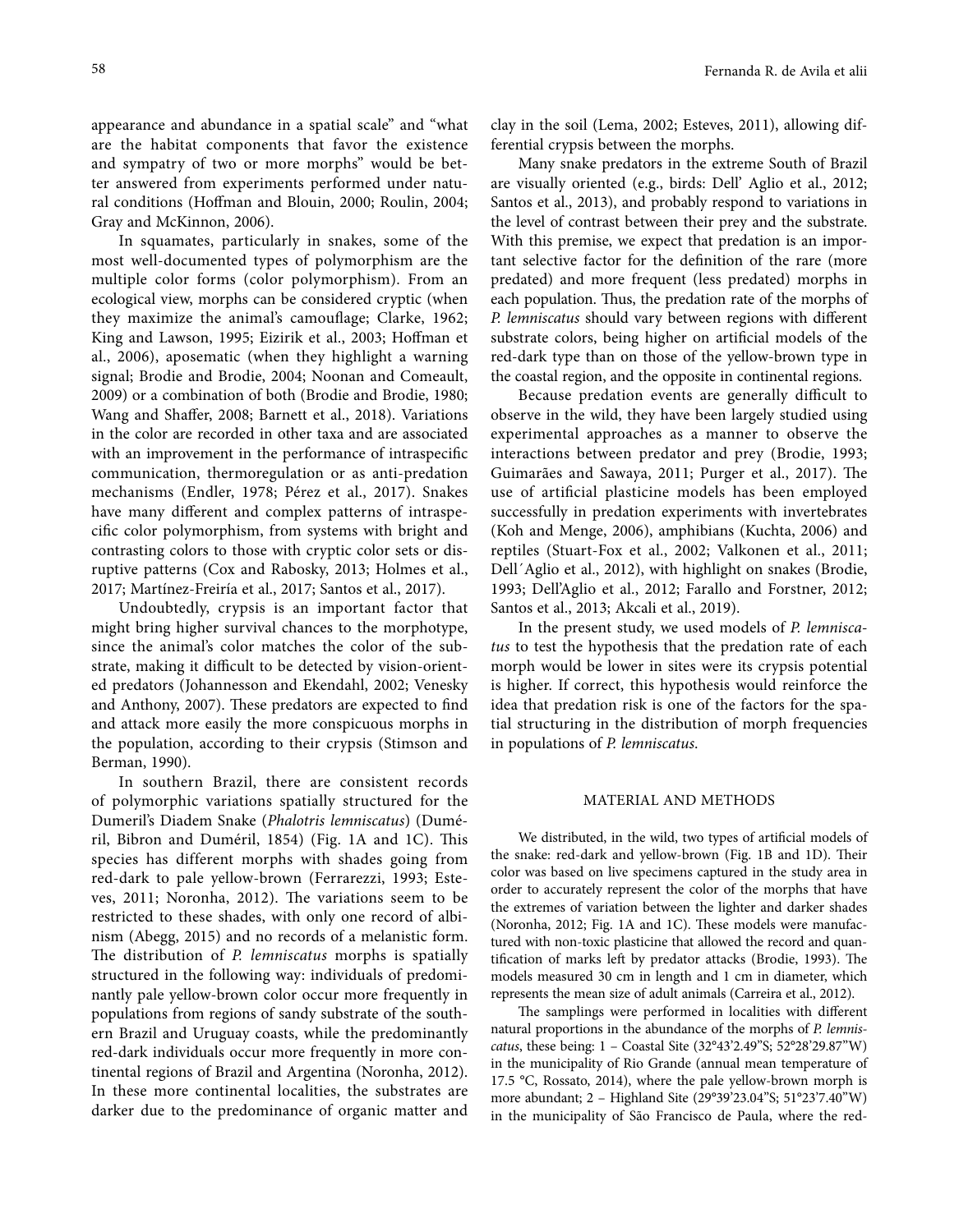appearance and abundance in a spatial scale" and "what are the habitat components that favor the existence and sympatry of two or more morphs" would be better answered from experiments performed under natural conditions (Hoffman and Blouin, 2000; Roulin, 2004; Gray and McKinnon, 2006).

In squamates, particularly in snakes, some of the most well-documented types of polymorphism are the multiple color forms (color polymorphism). From an ecological view, morphs can be considered cryptic (when they maximize the animal's camouflage; Clarke, 1962; King and Lawson, 1995; Eizirik et al., 2003; Hoffman et al., 2006), aposematic (when they highlight a warning signal; Brodie and Brodie, 2004; Noonan and Comeault, 2009) or a combination of both (Brodie and Brodie, 1980; Wang and Shaffer, 2008; Barnett et al., 2018). Variations in the color are recorded in other taxa and are associated with an improvement in the performance of intraspecific communication, thermoregulation or as anti-predation mechanisms (Endler, 1978; Pérez et al., 2017). Snakes have many different and complex patterns of intraspecific color polymorphism, from systems with bright and contrasting colors to those with cryptic color sets or disruptive patterns (Cox and Rabosky, 2013; Holmes et al., 2017; Martínez-Freiría et al., 2017; Santos et al., 2017).

Undoubtedly, crypsis is an important factor that might bring higher survival chances to the morphotype, since the animal's color matches the color of the substrate, making it difficult to be detected by vision-oriented predators (Johannesson and Ekendahl, 2002; Venesky and Anthony, 2007). These predators are expected to find and attack more easily the more conspicuous morphs in the population, according to their crypsis (Stimson and Berman, 1990).

In southern Brazil, there are consistent records of polymorphic variations spatially structured for the Dumeril's Diadem Snake (*Phalotris lemniscatus*) (Duméril, Bibron and Duméril, 1854) (Fig. 1A and 1C). This species has different morphs with shades going from red-dark to pale yellow-brown (Ferrarezzi, 1993; Esteves, 2011; Noronha, 2012). The variations seem to be restricted to these shades, with only one record of albinism (Abegg, 2015) and no records of a melanistic form. The distribution of *P. lemniscatus* morphs is spatially structured in the following way: individuals of predominantly pale yellow-brown color occur more frequently in populations from regions of sandy substrate of the southern Brazil and Uruguay coasts, while the predominantly red-dark individuals occur more frequently in more continental regions of Brazil and Argentina (Noronha, 2012). In these more continental localities, the substrates are darker due to the predominance of organic matter and clay in the soil (Lema, 2002; Esteves, 2011), allowing differential crypsis between the morphs.

Many snake predators in the extreme South of Brazil are visually oriented (e.g., birds: Dell' Aglio et al., 2012; Santos et al., 2013), and probably respond to variations in the level of contrast between their prey and the substrate. With this premise, we expect that predation is an important selective factor for the definition of the rare (more predated) and more frequent (less predated) morphs in each population. Thus, the predation rate of the morphs of *P. lemniscatus* should vary between regions with different substrate colors, being higher on artificial models of the red-dark type than on those of the yellow-brown type in the coastal region, and the opposite in continental regions.

Because predation events are generally difficult to observe in the wild, they have been largely studied using experimental approaches as a manner to observe the interactions between predator and prey (Brodie, 1993; Guimarães and Sawaya, 2011; Purger et al., 2017). The use of artificial plasticine models has been employed successfully in predation experiments with invertebrates (Koh and Menge, 2006), amphibians (Kuchta, 2006) and reptiles (Stuart-Fox et al., 2002; Valkonen et al., 2011; Dell´Aglio et al., 2012), with highlight on snakes (Brodie, 1993; Dell'Aglio et al., 2012; Farallo and Forstner, 2012; Santos et al., 2013; Akcali et al., 2019).

In the present study, we used models of *P. lemniscatus* to test the hypothesis that the predation rate of each morph would be lower in sites were its crypsis potential is higher. If correct, this hypothesis would reinforce the idea that predation risk is one of the factors for the spatial structuring in the distribution of morph frequencies in populations of *P. lemniscatus*.

## MATERIAL AND METHODS

We distributed, in the wild, two types of artificial models of the snake: red-dark and yellow-brown (Fig. 1B and 1D). Their color was based on live specimens captured in the study area in order to accurately represent the color of the morphs that have the extremes of variation between the lighter and darker shades (Noronha, 2012; Fig. 1A and 1C). These models were manufactured with non-toxic plasticine that allowed the record and quantification of marks left by predator attacks (Brodie, 1993). The models measured 30 cm in length and 1 cm in diameter, which represents the mean size of adult animals (Carreira et al., 2012).

The samplings were performed in localities with different natural proportions in the abundance of the morphs of *P. lemniscatus*, these being: 1 – Coastal Site (32°43'2.49"S; 52°28'29.87"W) in the municipality of Rio Grande (annual mean temperature of 17.5 °C, Rossato, 2014), where the pale yellow-brown morph is more abundant; 2 – Highland Site (29°39'23.04"S; 51°23'7.40"W) in the municipality of São Francisco de Paula, where the red-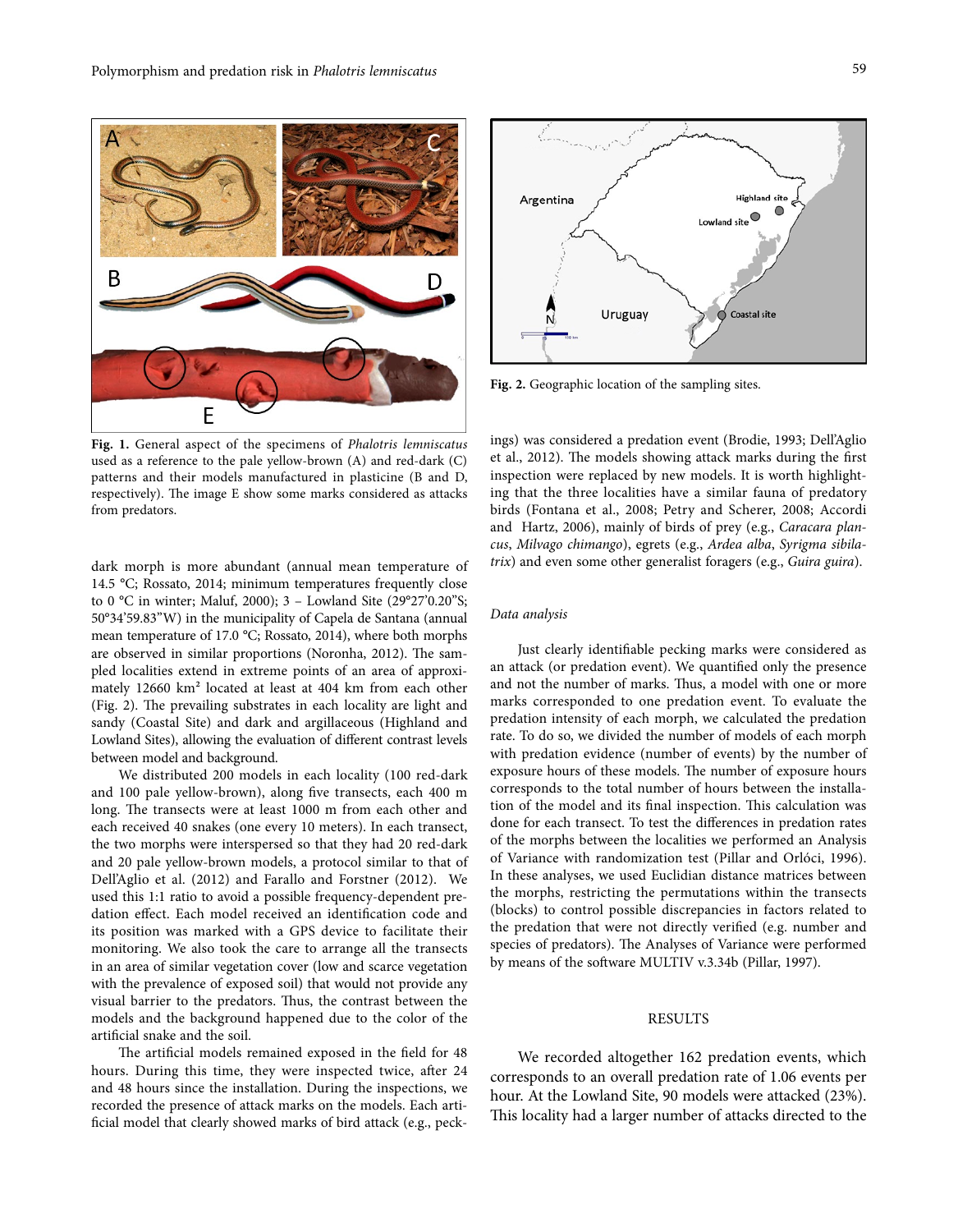Fig. 1. General aspect of the specimens of *Phalotris lemniscatus* used as a reference to the pale yellow-brown (A) and red-dark (C) patterns and their models manufactured in plasticine (B and D, respectively). The image E show some marks considered as attacks from predators.

Fig. 2. Geographic location of the sampling sites.

dark morph is more abundant (annual mean temperature of 14.5 °C; Rossato, 2014; minimum temperatures frequently close to 0 °C in winter; Maluf, 2000); 3 – Lowland Site (29°27'0.20"S; 50°34'59.83"W) in the municipality of Capela de Santana (annual mean temperature of 17.0 °C; Rossato, 2014), where both morphs are observed in similar proportions (Noronha, 2012). The sampled localities extend in extreme points of an area of approximately 12660 km² located at least at 404 km from each other (Fig. 2). The prevailing substrates in each locality are light and sandy (Coastal Site) and dark and argillaceous (Highland and Lowland Sites), allowing the evaluation of different contrast levels between model and background.

We distributed 200 models in each locality (100 red-dark and 100 pale yellow-brown), along five transects, each 400 m long. The transects were at least 1000 m from each other and each received 40 snakes (one every 10 meters). In each transect, the two morphs were interspersed so that they had 20 red-dark and 20 pale yellow-brown models, a protocol similar to that of Dell'Aglio et al. (2012) and Farallo and Forstner (2012). We used this 1:1 ratio to avoid a possible frequency-dependent predation effect. Each model received an identification code and its position was marked with a GPS device to facilitate their monitoring. We also took the care to arrange all the transects in an area of similar vegetation cover (low and scarce vegetation with the prevalence of exposed soil) that would not provide any visual barrier to the predators. Thus, the contrast between the models and the background happened due to the color of the artificial snake and the soil.

The artificial models remained exposed in the field for 48 hours. During this time, they were inspected twice, after 24 and 48 hours since the installation. During the inspections, we recorded the presence of attack marks on the models. Each artificial model that clearly showed marks of bird attack (e.g., peckings) was considered a predation event (Brodie, 1993; Dell'Aglio et al., 2012). The models showing attack marks during the first inspection were replaced by new models. It is worth highlighting that the three localities have a similar fauna of predatory birds (Fontana et al., 2008; Petry and Scherer, 2008; Accordi and Hartz, 2006), mainly of birds of prey (e.g., *Caracara plancus*, *Milvago chimango*), egrets (e.g., *Ardea alba*, *Syrigma sibilatrix*) and even some other generalist foragers (e.g., *Guira guira*).

### *Data analysis*

Just clearly identifiable pecking marks were considered as an attack (or predation event). We quantified only the presence and not the number of marks. Thus, a model with one or more marks corresponded to one predation event. To evaluate the predation intensity of each morph, we calculated the predation rate. To do so, we divided the number of models of each morph with predation evidence (number of events) by the number of exposure hours of these models. The number of exposure hours corresponds to the total number of hours between the installation of the model and its final inspection. This calculation was done for each transect. To test the differences in predation rates of the morphs between the localities we performed an Analysis of Variance with randomization test (Pillar and Orlóci, 1996). In these analyses, we used Euclidian distance matrices between the morphs, restricting the permutations within the transects (blocks) to control possible discrepancies in factors related to the predation that were not directly verified (e.g. number and species of predators). The Analyses of Variance were performed by means of the software MULTIV v.3.34b (Pillar, 1997).

## RESULTS

We recorded altogether 162 predation events, which corresponds to an overall predation rate of 1.06 events per hour. At the Lowland Site, 90 models were attacked (23%). This locality had a larger number of attacks directed to the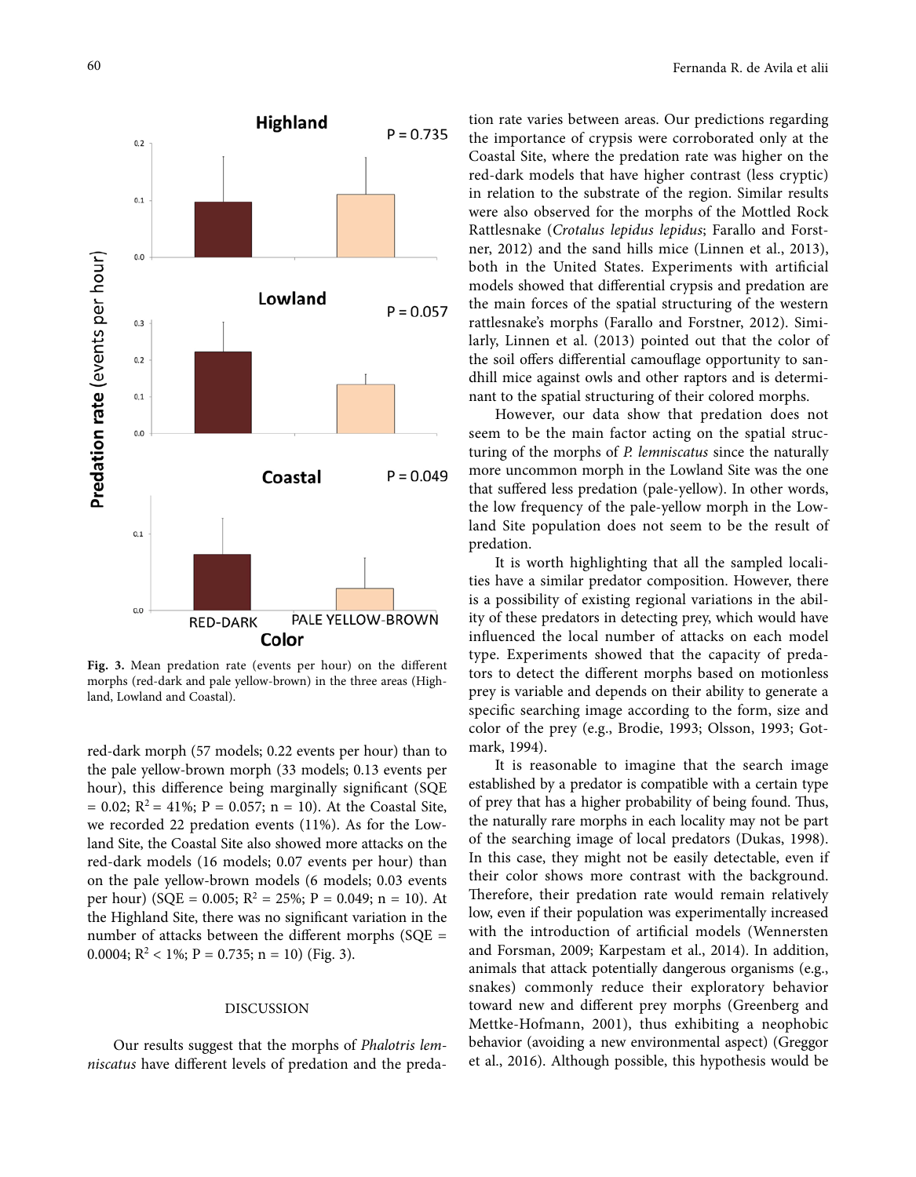Fig. 3. Mean predation rate (events per hour) on the different morphs (red-dark and pale yellow-brown) in the three areas (Highland, Lowland and Coastal).

red-dark morph (57 models; 0.22 events per hour) than to the pale yellow-brown morph (33 models; 0.13 events per hour), this difference being marginally significant (SQE = 0.02; $R^2$ = 41%; P = 0.057; n = 10). At the Coastal Site, we recorded 22 predation events (11%). As for the Lowland Site, the Coastal Site also showed more attacks on the red-dark models (16 models; 0.07 events per hour) than on the pale yellow-brown models (6 models; 0.03 events per hour) (SQE = 0.005; $R^2$ = 25%; P = 0.049; n = 10). At the Highland Site, there was no significant variation in the number of attacks between the different morphs (SQE = 0.0004; $R^2$ < 1%; P = 0.735; n = 10) (Fig. 3).

## DISCUSSION

Our results suggest that the morphs of *Phalotris lemniscatus* have different levels of predation and the predation rate varies between areas. Our predictions regarding the importance of crypsis were corroborated only at the Coastal Site, where the predation rate was higher on the red-dark models that have higher contrast (less cryptic) in relation to the substrate of the region. Similar results were also observed for the morphs of the Mottled Rock Rattlesnake (*Crotalus lepidus lepidus*; Farallo and Forstner, 2012) and the sand hills mice (Linnen et al., 2013), both in the United States. Experiments with artificial models showed that differential crypsis and predation are the main forces of the spatial structuring of the western rattlesnake's morphs (Farallo and Forstner, 2012). Similarly, Linnen et al. (2013) pointed out that the color of the soil offers differential camouflage opportunity to sandhill mice against owls and other raptors and is determinant to the spatial structuring of their colored morphs.

However, our data show that predation does not seem to be the main factor acting on the spatial structuring of the morphs of *P. lemniscatus* since the naturally more uncommon morph in the Lowland Site was the one that suffered less predation (pale-yellow). In other words, the low frequency of the pale-yellow morph in the Lowland Site population does not seem to be the result of predation.

It is worth highlighting that all the sampled localities have a similar predator composition. However, there is a possibility of existing regional variations in the ability of these predators in detecting prey, which would have influenced the local number of attacks on each model type. Experiments showed that the capacity of predators to detect the different morphs based on motionless prey is variable and depends on their ability to generate a specific searching image according to the form, size and color of the prey (e.g., Brodie, 1993; Olsson, 1993; Gotmark, 1994).

It is reasonable to imagine that the search image established by a predator is compatible with a certain type of prey that has a higher probability of being found. Thus, the naturally rare morphs in each locality may not be part of the searching image of local predators (Dukas, 1998). In this case, they might not be easily detectable, even if their color shows more contrast with the background. Therefore, their predation rate would remain relatively low, even if their population was experimentally increased with the introduction of artificial models (Wennersten and Forsman, 2009; Karpestam et al., 2014). In addition, animals that attack potentially dangerous organisms (e.g., snakes) commonly reduce their exploratory behavior toward new and different prey morphs (Greenberg and Mettke-Hofmann, 2001), thus exhibiting a neophobic behavior (avoiding a new environmental aspect) (Greggor et al., 2016). Although possible, this hypothesis would be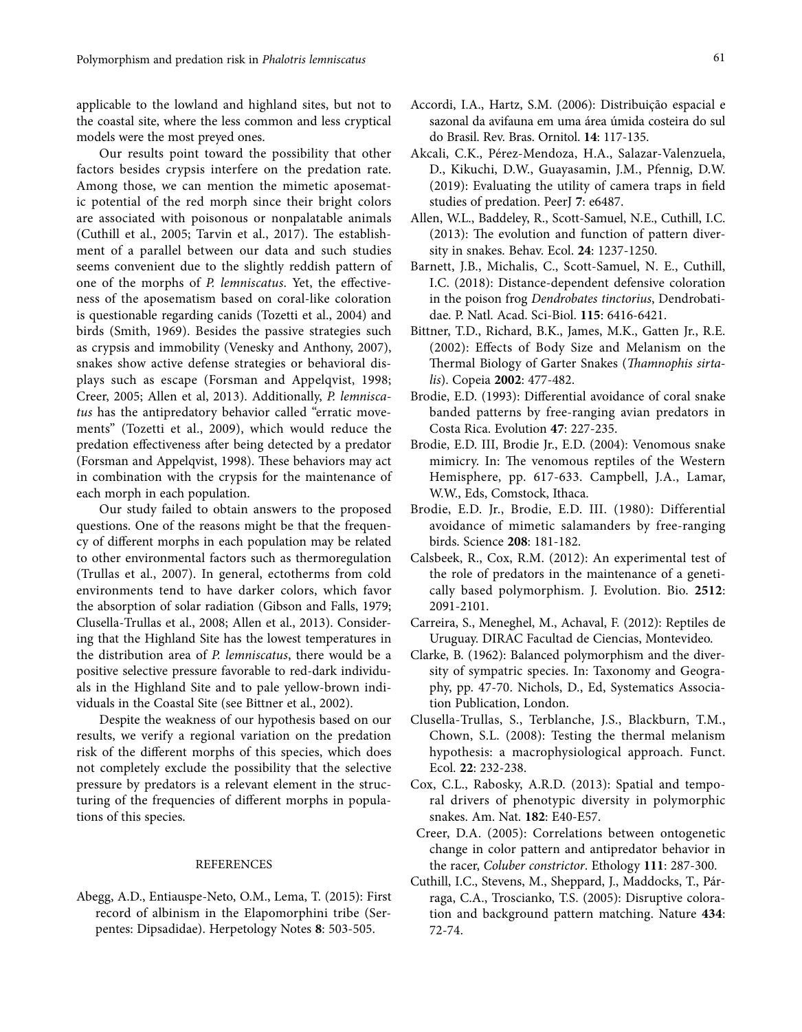applicable to the lowland and highland sites, but not to the coastal site, where the less common and less cryptical models were the most preyed ones.

Our results point toward the possibility that other factors besides crypsis interfere on the predation rate. Among those, we can mention the mimetic aposematic potential of the red morph since their bright colors are associated with poisonous or nonpalatable animals (Cuthill et al., 2005; Tarvin et al., 2017). The establishment of a parallel between our data and such studies seems convenient due to the slightly reddish pattern of one of the morphs of *P. lemniscatus*. Yet, the effectiveness of the aposematism based on coral-like coloration is questionable regarding canids (Tozetti et al., 2004) and birds (Smith, 1969). Besides the passive strategies such as crypsis and immobility (Venesky and Anthony, 2007), snakes show active defense strategies or behavioral displays such as escape (Forsman and Appelqvist, 1998; Creer, 2005; Allen et al, 2013). Additionally, *P. lemniscatus* has the antipredatory behavior called "erratic movements" (Tozetti et al., 2009), which would reduce the predation effectiveness after being detected by a predator (Forsman and Appelqvist, 1998). These behaviors may act in combination with the crypsis for the maintenance of each morph in each population.

Our study failed to obtain answers to the proposed questions. One of the reasons might be that the frequency of different morphs in each population may be related to other environmental factors such as thermoregulation (Trullas et al., 2007). In general, ectotherms from cold environments tend to have darker colors, which favor the absorption of solar radiation (Gibson and Falls, 1979; Clusella-Trullas et al., 2008; Allen et al., 2013). Considering that the Highland Site has the lowest temperatures in the distribution area of *P. lemniscatus*, there would be a positive selective pressure favorable to red-dark individuals in the Highland Site and to pale yellow-brown individuals in the Coastal Site (see Bittner et al., 2002).

Despite the weakness of our hypothesis based on our results, we verify a regional variation on the predation risk of the different morphs of this species, which does not completely exclude the possibility that the selective pressure by predators is a relevant element in the structuring of the frequencies of different morphs in populations of this species.

## REFERENCES

Abegg, A.D., Entiauspe-Neto, O.M., Lema, T. (2015): First record of albinism in the Elapomorphini tribe (Serpentes: Dipsadidae). Herpetology Notes **8**: 503-505.

Accordi, I.A., Hartz, S.M. (2006): Distribuição espacial e sazonal da avifauna em uma área úmida costeira do sul do Brasil. Rev. Bras. Ornitol. **14**: 117-135.

Akcali, C.K., Pérez-Mendoza, H.A., Salazar-Valenzuela, D., Kikuchi, D.W., Guayasamin, J.M., Pfennig, D.W. (2019): Evaluating the utility of camera traps in field studies of predation. PeerJ **7**: e6487.

Allen, W.L., Baddeley, R., Scott-Samuel, N.E., Cuthill, I.C. (2013): The evolution and function of pattern diversity in snakes. Behav. Ecol. **24**: 1237-1250.

Barnett, J.B., Michalis, C., Scott-Samuel, N. E., Cuthill, I.C. (2018): Distance-dependent defensive coloration in the poison frog *Dendrobates tinctorius*, Dendrobatidae. P. Natl. Acad. Sci-Biol. **115**: 6416-6421.

Bittner, T.D., Richard, B.K., James, M.K., Gatten Jr., R.E. (2002): Effects of Body Size and Melanism on the Thermal Biology of Garter Snakes (*Thamnophis sirtalis*). Copeia **2002**: 477-482.

Brodie, E.D. (1993): Differential avoidance of coral snake banded patterns by free-ranging avian predators in Costa Rica. Evolution **47**: 227-235.

Brodie, E.D. III, Brodie Jr., E.D. (2004): Venomous snake mimicry. In: The venomous reptiles of the Western Hemisphere, pp. 617-633. Campbell, J.A., Lamar, W.W., Eds, Comstock, Ithaca.

Brodie, E.D. Jr., Brodie, E.D. III. (1980): Differential avoidance of mimetic salamanders by free-ranging birds. Science **208**: 181-182.

Calsbeek, R., Cox, R.M. (2012): An experimental test of the role of predators in the maintenance of a genetically based polymorphism. J. Evolution. Bio. **2512**: 2091-2101.

Carreira, S., Meneghel, M., Achaval, F. (2012): Reptiles de Uruguay. DIRAC Facultad de Ciencias, Montevideo.

Clarke, B. (1962): Balanced polymorphism and the diversity of sympatric species. In: Taxonomy and Geography, pp. 47-70. Nichols, D., Ed, Systematics Association Publication, London.

Clusella-Trullas, S., Terblanche, J.S., Blackburn, T.M., Chown, S.L. (2008): Testing the thermal melanism hypothesis: a macrophysiological approach. Funct. Ecol. **22**: 232-238.

Cox, C.L., Rabosky, A.R.D. (2013): Spatial and temporal drivers of phenotypic diversity in polymorphic snakes. Am. Nat. **182**: E40-E57.

Creer, D.A. (2005): Correlations between ontogenetic change in color pattern and antipredator behavior in the racer, *Coluber constrictor*. Ethology **111**: 287-300.

Cuthill, I.C., Stevens, M., Sheppard, J., Maddocks, T., Párraga, C.A., Troscianko, T.S. (2005): Disruptive coloration and background pattern matching. Nature **434**: 72-74.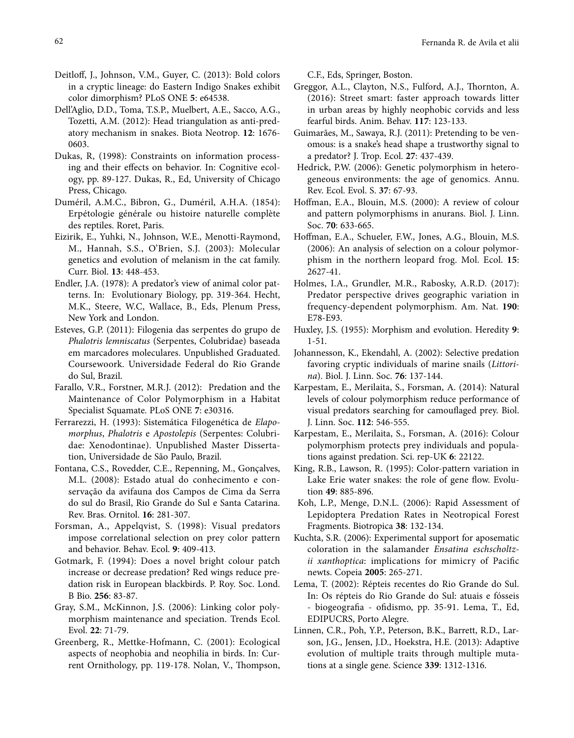Deitloff, J., Johnson, V.M., Guyer, C. (2013): Bold colors in a cryptic lineage: do Eastern Indigo Snakes exhibit color dimorphism? PLoS ONE **5**: e64538.

Dell'Aglio, D.D., Toma, T.S.P., Muelbert, A.E., Sacco, A.G., Tozetti, A.M. (2012): Head triangulation as anti-predatory mechanism in snakes. Biota Neotrop. **12**: 1676-0603.

Dukas, R, (1998): Constraints on information processing and their effects on behavior. In: Cognitive ecology, pp. 89-127. Dukas, R., Ed, University of Chicago Press, Chicago.

Duméril, A.M.C., Bibron, G., Duméril, A.H.A. (1854): Erpétologie générale ou histoire naturelle complète des reptiles. Roret, Paris.

Eizirik, E., Yuhki, N., Johnson, W.E., Menotti-Raymond, M., Hannah, S.S., O'Brien, S.J. (2003): Molecular genetics and evolution of melanism in the cat family. Curr. Biol. **13**: 448-453.

Endler, J.A. (1978): A predator's view of animal color patterns. In: Evolutionary Biology, pp. 319-364. Hecht, M.K., Steere, W.C, Wallace, B., Eds, Plenum Press, New York and London.

Esteves, G.P. (2011): Filogenia das serpentes do grupo de *Phalotris lemniscatus* (Serpentes, Colubridae) baseada em marcadores moleculares. Unpublished Graduated. Coursewoork. Universidade Federal do Rio Grande do Sul, Brazil.

Farallo, V.R., Forstner, M.R.J. (2012): Predation and the Maintenance of Color Polymorphism in a Habitat Specialist Squamate. PLoS ONE **7**: e30316.

Ferrarezzi, H. (1993): Sistemática Filogenética de *Elapomorphus*, *Phalotris* e *Apostolepis* (Serpentes: Colubridae: Xenodontinae). Unpublished Master Dissertation, Universidade de São Paulo, Brazil.

Fontana, C.S., Rovedder, C.E., Repenning, M., Gonçalves, M.L. (2008): Estado atual do conhecimento e conservação da avifauna dos Campos de Cima da Serra do sul do Brasil, Rio Grande do Sul e Santa Catarina. Rev. Bras. Ornitol. **16**: 281-307.

Forsman, A., Appelqvist, S. (1998): Visual predators impose correlational selection on prey color pattern and behavior. Behav. Ecol. **9**: 409-413.

Gotmark, F. (1994): Does a novel bright colour patch increase or decrease predation? Red wings reduce predation risk in European blackbirds. P. Roy. Soc. Lond. B Bio. **256**: 83-87.

Gray, S.M., McKinnon, J.S. (2006): Linking color polymorphism maintenance and speciation. Trends Ecol. Evol. **22**: 71-79.

Greenberg, R., Mettke-Hofmann, C. (2001): Ecological aspects of neophobia and neophilia in birds. In: Current Ornithology, pp. 119-178. Nolan, V., Thompson, C.F., Eds, Springer, Boston.

Greggor, A.L., Clayton, N.S., Fulford, A.J., Thornton, A. (2016): Street smart: faster approach towards litter in urban areas by highly neophobic corvids and less fearful birds. Anim. Behav. **117**: 123-133.

Guimarães, M., Sawaya, R.J. (2011): Pretending to be venomous: is a snake's head shape a trustworthy signal to a predator? J. Trop. Ecol. **27**: 437-439.

Hedrick, P.W. (2006): Genetic polymorphism in heterogeneous environments: the age of genomics. Annu. Rev. Ecol. Evol. S. **37**: 67-93.

Hoffman, E.A., Blouin, M.S. (2000): A review of colour and pattern polymorphisms in anurans. Biol. J. Linn. Soc. **70**: 633-665.

Hoffman, E.A., Schueler, F.W., Jones, A.G., Blouin, M.S. (2006): An analysis of selection on a colour polymorphism in the northern leopard frog. Mol. Ecol. **15**: 2627-41.

Holmes, I.A., Grundler, M.R., Rabosky, A.R.D. (2017): Predator perspective drives geographic variation in frequency-dependent polymorphism. Am. Nat. **190**: E78-E93.

Huxley, J.S. (1955): Morphism and evolution. Heredity **9**: 1-51.

Johannesson, K., Ekendahl, A. (2002): Selective predation favoring cryptic individuals of marine snails (*Littorina*). Biol. J. Linn. Soc. **76**: 137-144.

Karpestam, E., Merilaita, S., Forsman, A. (2014): Natural levels of colour polymorphism reduce performance of visual predators searching for camouflaged prey. Biol. J. Linn. Soc. **112**: 546-555.

Karpestam, E., Merilaita, S., Forsman, A. (2016): Colour polymorphism protects prey individuals and populations against predation. Sci. rep-UK **6**: 22122.

King, R.B., Lawson, R. (1995): Color-pattern variation in Lake Erie water snakes: the role of gene flow. Evolution **49**: 885-896.

Koh, L.P., Menge, D.N.L. (2006): Rapid Assessment of Lepidoptera Predation Rates in Neotropical Forest Fragments. Biotropica **38**: 132-134.

Kuchta, S.R. (2006): Experimental support for aposematic coloration in the salamander *Ensatina eschscholtzii xanthoptica*: implications for mimicry of Pacific newts. Copeia **2005**: 265-271.

Lema, T. (2002): Répteis recentes do Rio Grande do Sul. In: Os répteis do Rio Grande do Sul: atuais e fósseis - biogeografia - ofidismo, pp. 35-91. Lema, T., Ed, EDIPUCRS, Porto Alegre.

Linnen, C.R., Poh, Y.P., Peterson, B.K., Barrett, R.D., Larson, J.G., Jensen, J.D., Hoekstra, H.E. (2013): Adaptive evolution of multiple traits through multiple mutations at a single gene. Science **339**: 1312-1316.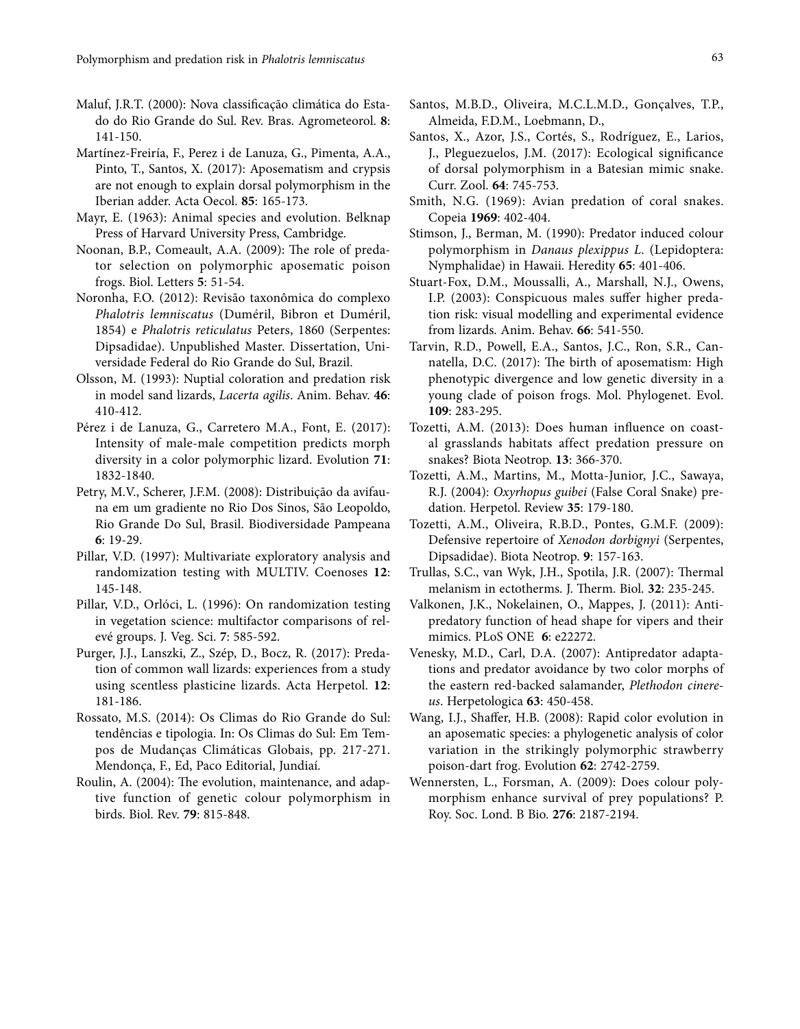Maluf, J.R.T. (2000): Nova classificação climática do Estado do Rio Grande do Sul. Rev. Bras. Agrometeorol. **8**: 141-150.

Martínez-Freiría, F., Perez i de Lanuza, G., Pimenta, A.A., Pinto, T., Santos, X. (2017): Aposematism and crypsis are not enough to explain dorsal polymorphism in the Iberian adder. Acta Oecol. **85**: 165-173.

Mayr, E. (1963): Animal species and evolution. Belknap Press of Harvard University Press, Cambridge.

Noonan, B.P., Comeault, A.A. (2009): The role of predator selection on polymorphic aposematic poison frogs. Biol. Letters **5**: 51-54.

Noronha, F.O. (2012): Revisão taxonômica do complexo *Phalotris lemniscatus* (Duméril, Bibron et Duméril, 1854) e *Phalotris reticulatus* Peters, 1860 (Serpentes: Dipsadidae). Unpublished Master. Dissertation, Universidade Federal do Rio Grande do Sul, Brazil.

Olsson, M. (1993): Nuptial coloration and predation risk in model sand lizards, *Lacerta agilis*. Anim. Behav. **46**: 410-412.

Pérez i de Lanuza, G., Carretero M.A., Font, E. (2017): Intensity of male-male competition predicts morph diversity in a color polymorphic lizard. Evolution **71**: 1832-1840.

Petry, M.V., Scherer, J.F.M. (2008): Distribuição da avifauna em um gradiente no Rio Dos Sinos, São Leopoldo, Rio Grande Do Sul, Brasil. Biodiversidade Pampeana **6**: 19-29.

Pillar, V.D. (1997): Multivariate exploratory analysis and randomization testing with MULTIV. Coenoses **12**: 145-148.

Pillar, V.D., Orlóci, L. (1996): On randomization testing in vegetation science: multifactor comparisons of relevé groups. J. Veg. Sci. **7**: 585-592.

Purger, J.J., Lanszki, Z., Szép, D., Bocz, R. (2017): Predation of common wall lizards: experiences from a study using scentless plasticine lizards. Acta Herpetol. **12**: 181-186.

Rossato, M.S. (2014): Os Climas do Rio Grande do Sul: tendências e tipologia. In: Os Climas do Sul: Em Tempos de Mudanças Climáticas Globais, pp. 217-271. Mendonça, F., Ed, Paco Editorial, Jundiaí.

Roulin, A. (2004): The evolution, maintenance, and adaptive function of genetic colour polymorphism in birds. Biol. Rev. **79**: 815-848.

Santos, M.B.D., Oliveira, M.C.L.M.D., Gonçalves, T.P., Almeida, F.D.M., Loebmann, D.,

Santos, X., Azor, J.S., Cortés, S., Rodríguez, E., Larios, J., Pleguezuelos, J.M. (2017): Ecological significance of dorsal polymorphism in a Batesian mimic snake. Curr. Zool. **64**: 745-753.

Smith, N.G. (1969): Avian predation of coral snakes. Copeia **1969**: 402-404.

Stimson, J., Berman, M. (1990): Predator induced colour polymorphism in *Danaus plexippus L*. (Lepidoptera: Nymphalidae) in Hawaii. Heredity **65**: 401-406.

Stuart-Fox, D.M., Moussalli, A., Marshall, N.J., Owens, I.P. (2003): Conspicuous males suffer higher predation risk: visual modelling and experimental evidence from lizards. Anim. Behav. **66**: 541-550.

Tarvin, R.D., Powell, E.A., Santos, J.C., Ron, S.R., Cannatella, D.C. (2017): The birth of aposematism: High phenotypic divergence and low genetic diversity in a young clade of poison frogs. Mol. Phylogenet. Evol. **109**: 283-295.

Tozetti, A.M. (2013): Does human influence on coastal grasslands habitats affect predation pressure on snakes? Biota Neotrop. **13**: 366-370.

Tozetti, A.M., Martins, M., Motta-Junior, J.C., Sawaya, R.J. (2004): *Oxyrhopus guibei* (False Coral Snake) predation. Herpetol. Review **35**: 179-180.

Tozetti, A.M., Oliveira, R.B.D., Pontes, G.M.F. (2009): Defensive repertoire of *Xenodon dorbignyi* (Serpentes, Dipsadidae). Biota Neotrop. **9**: 157-163.

Trullas, S.C., van Wyk, J.H., Spotila, J.R. (2007): Thermal melanism in ectotherms. J. Therm. Biol. **32**: 235-245.

Valkonen, J.K., Nokelainen, O., Mappes, J. (2011): Antipredatory function of head shape for vipers and their mimics. PLoS ONE **6**: e22272.

Venesky, M.D., Carl, D.A. (2007): Antipredator adaptations and predator avoidance by two color morphs of the eastern red-backed salamander, *Plethodon cinereus*. Herpetologica **63**: 450-458.

Wang, I.J., Shaffer, H.B. (2008): Rapid color evolution in an aposematic species: a phylogenetic analysis of color variation in the strikingly polymorphic strawberry poison-dart frog. Evolution **62**: 2742-2759.

Wennersten, L., Forsman, A. (2009): Does colour polymorphism enhance survival of prey populations? P. Roy. Soc. Lond. B Bio. **276**: 2187-2194.